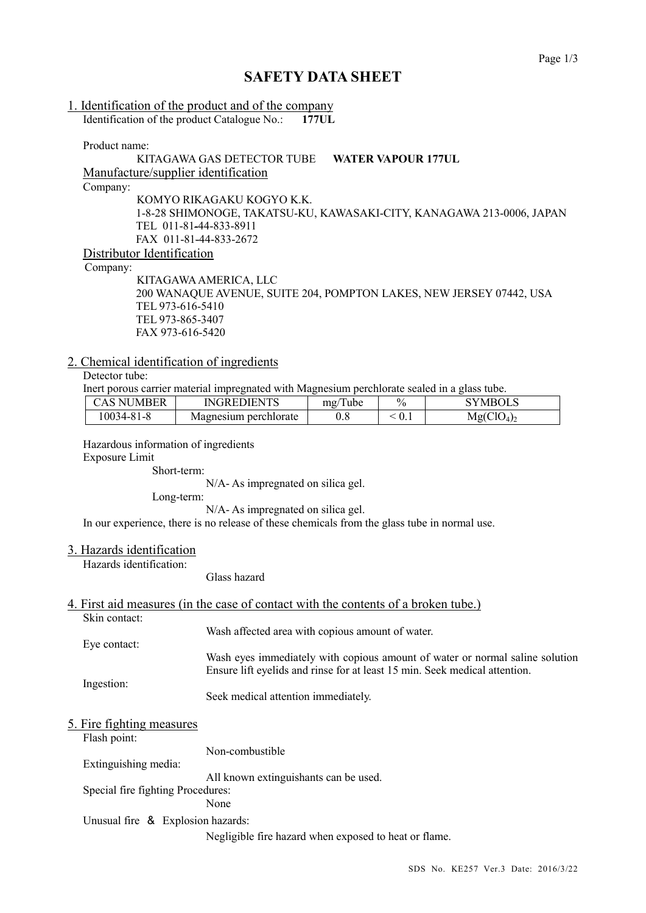# SAFETY DATA SHEET

## 1. Identification of the product and of the company

Identification of the product Catalogue No.: **177UL**

Product name:

KITAGAWA GAS DETECTOR TUBE **WATER VAPOUR 177UL**

### Manufacture/supplier identification

Company:

KOMYO RIKAGAKU KOGYO K.K.
1-8-28 SHIMONOGE, TAKATSU-KU, KAWASAKI-CITY, KANAGAWA 213-0006, JAPAN
TEL 011-81-44-833-8911
FAX 011-81-44-833-2672

### Distributor Identification

Company:

KITAGAWA AMERICA, LLC
200 WANAQUE AVENUE, SUITE 204, POMPTON LAKES, NEW JERSEY 07442, USA
TEL 973-616-5410
TEL 973-865-3407
FAX 973-616-5420

## 2. Chemical identification of ingredients

Detector tube:

Inert porous carrier material impregnated with Magnesium perchlorate sealed in a glass tube.

| CAS NUMBER | INGREDIENTS | mg/Tube | % | SYMBOLS |
|---|---|---|---|---|
| 10034-81-8 | Magnesium perchlorate | 0.8 | < 0.1 | $Mg(ClO_4)_2$ |

Hazardous information of ingredients

Exposure Limit

Short-term:

N/A- As impregnated on silica gel.

Long-term:

N/A- As impregnated on silica gel.

In our experience, there is no release of these chemicals from the glass tube in normal use.

## 3. Hazards identification

Hazards identification:

Glass hazard

## 4. First aid measures (in the case of contact with the contents of a broken tube.)

Skin contact:

Wash affected area with copious amount of water.

Eye contact:

Wash eyes immediately with copious amount of water or normal saline solution Ensure lift eyelids and rinse for at least 15 min. Seek medical attention.

Ingestion:

Seek medical attention immediately.

## 5. Fire fighting measures

Flash point:

Non-combustible

Extinguishing media:

All known extinguishants can be used.

Special fire fighting Procedures:

None

Unusual fire ＆ Explosion hazards:

Negligible fire hazard when exposed to heat or flame.

SDS No. KE257 Ver.3 Date: 2016/3/22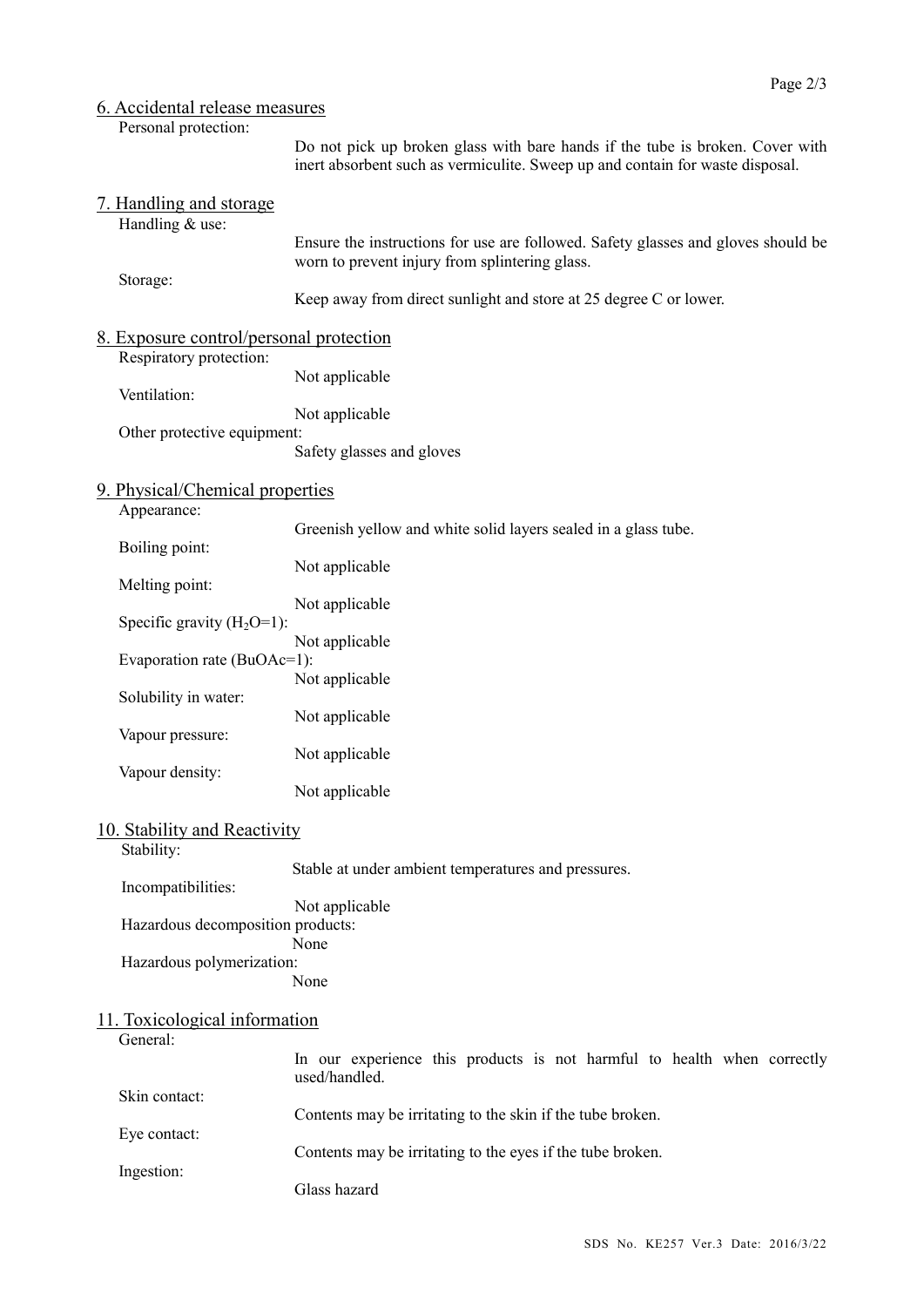## 6. Accidental release measures

Personal protection:

Do not pick up broken glass with bare hands if the tube is broken. Cover with inert absorbent such as vermiculite. Sweep up and contain for waste disposal.

## 7. Handling and storage

Handling & use:

Ensure the instructions for use are followed. Safety glasses and gloves should be worn to prevent injury from splintering glass.

Storage:

Keep away from direct sunlight and store at 25 degree C or lower.

## 8. Exposure control/personal protection

Respiratory protection:

Not applicable

Ventilation:

Not applicable

Other protective equipment:

Safety glasses and gloves

## 9. Physical/Chemical properties

Appearance:

Greenish yellow and white solid layers sealed in a glass tube.

Boiling point:

Not applicable

Melting point:

Not applicable

Specific gravity ($H_2O$=1):

Not applicable

Evaporation rate (BuOAc=1):

Not applicable

Solubility in water:

Not applicable

Vapour pressure:

Not applicable

Vapour density:

Not applicable

## 10. Stability and Reactivity

Stability:

Stable at under ambient temperatures and pressures.

Incompatibilities:

Not applicable

Hazardous decomposition products:

None

Hazardous polymerization:

None

## 11. Toxicological information

General:

In our experience this products is not harmful to health when correctly used/handled.

Skin contact:

Contents may be irritating to the skin if the tube broken.

Eye contact:

Contents may be irritating to the eyes if the tube broken.

Ingestion:

Glass hazard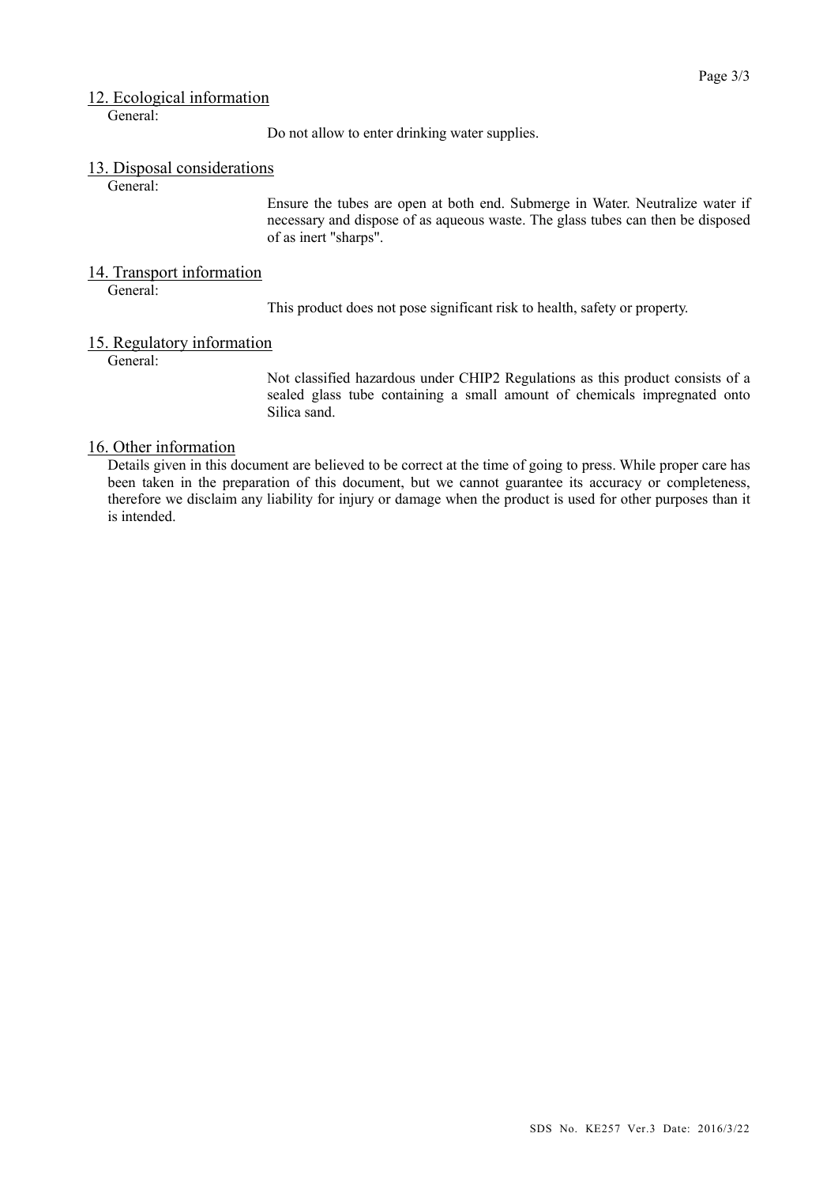## 12. Ecological information

General:

Do not allow to enter drinking water supplies.

## 13. Disposal considerations

General:

Ensure the tubes are open at both end. Submerge in Water. Neutralize water if necessary and dispose of as aqueous waste. The glass tubes can then be disposed of as inert "sharps".

## 14. Transport information

General:

This product does not pose significant risk to health, safety or property.

## 15. Regulatory information

General:

Not classified hazardous under CHIP2 Regulations as this product consists of a sealed glass tube containing a small amount of chemicals impregnated onto Silica sand.

## 16. Other information

Details given in this document are believed to be correct at the time of going to press. While proper care has been taken in the preparation of this document, but we cannot guarantee its accuracy or completeness, therefore we disclaim any liability for injury or damage when the product is used for other purposes than it is intended.

SDS No. KE257 Ver.3 Date: 2016/3/22